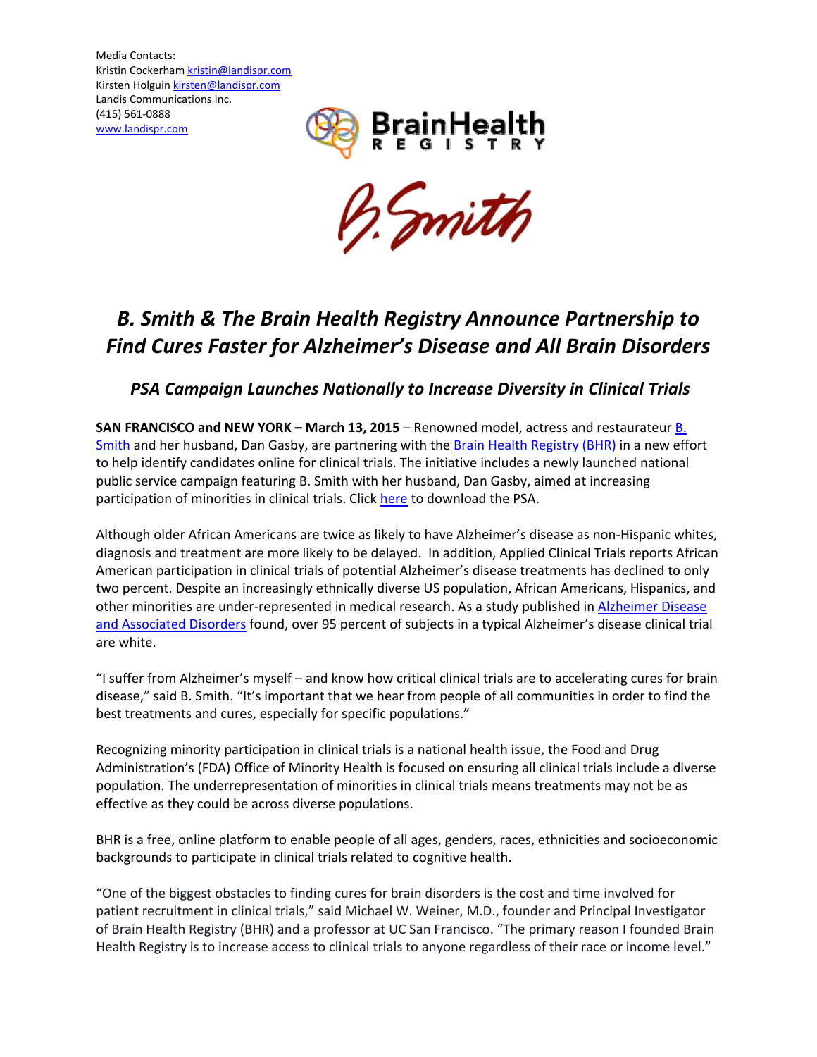Media Contacts:
Kristin Cockerham kristin@landispr.com
Kirsten Holguin kirsten@landispr.com
Landis Communications Inc.
(415) 561-0888
www.landispr.com

# *B. Smith & The Brain Health Registry Announce Partnership to Find Cures Faster for Alzheimer's Disease and All Brain Disorders*

## *PSA Campaign Launches Nationally to Increase Diversity in Clinical Trials*

**SAN FRANCISCO and NEW YORK – March 13, 2015** – Renowned model, actress and restaurateur B. Smith and her husband, Dan Gasby, are partnering with the Brain Health Registry (BHR) in a new effort to help identify candidates online for clinical trials. The initiative includes a newly launched national public service campaign featuring B. Smith with her husband, Dan Gasby, aimed at increasing participation of minorities in clinical trials. Click here to download the PSA.

Although older African Americans are twice as likely to have Alzheimer's disease as non-Hispanic whites, diagnosis and treatment are more likely to be delayed. In addition, Applied Clinical Trials reports African American participation in clinical trials of potential Alzheimer's disease treatments has declined to only two percent. Despite an increasingly ethnically diverse US population, African Americans, Hispanics, and other minorities are under-represented in medical research. As a study published in Alzheimer Disease and Associated Disorders found, over 95 percent of subjects in a typical Alzheimer's disease clinical trial are white.

"I suffer from Alzheimer's myself – and know how critical clinical trials are to accelerating cures for brain disease," said B. Smith. "It's important that we hear from people of all communities in order to find the best treatments and cures, especially for specific populations."

Recognizing minority participation in clinical trials is a national health issue, the Food and Drug Administration's (FDA) Office of Minority Health is focused on ensuring all clinical trials include a diverse population. The underrepresentation of minorities in clinical trials means treatments may not be as effective as they could be across diverse populations.

BHR is a free, online platform to enable people of all ages, genders, races, ethnicities and socioeconomic backgrounds to participate in clinical trials related to cognitive health.

"One of the biggest obstacles to finding cures for brain disorders is the cost and time involved for patient recruitment in clinical trials," said Michael W. Weiner, M.D., founder and Principal Investigator of Brain Health Registry (BHR) and a professor at UC San Francisco. "The primary reason I founded Brain Health Registry is to increase access to clinical trials to anyone regardless of their race or income level."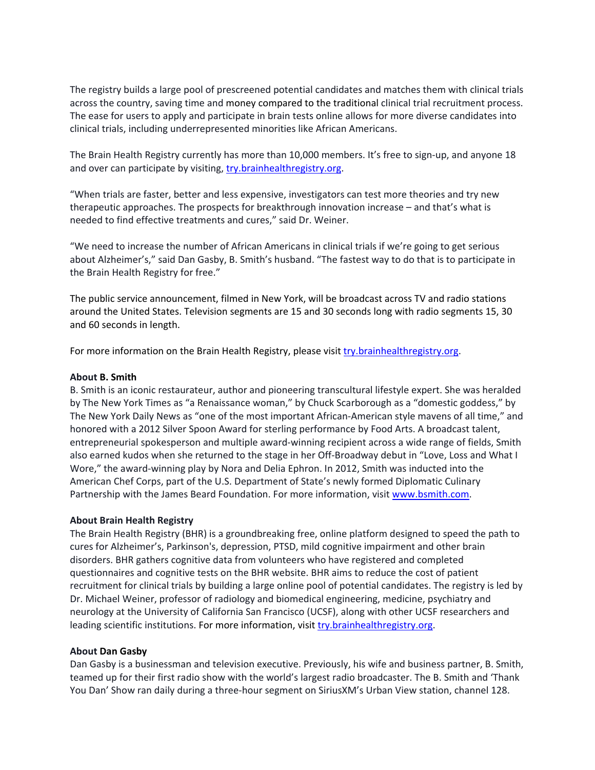The registry builds a large pool of prescreened potential candidates and matches them with clinical trials across the country, saving time and money compared to the traditional clinical trial recruitment process. The ease for users to apply and participate in brain tests online allows for more diverse candidates into clinical trials, including underrepresented minorities like African Americans.

The Brain Health Registry currently has more than 10,000 members. It's free to sign-up, and anyone 18 and over can participate by visiting, [try.brainhealthregistry.org](http://try.brainhealthregistry.org).

"When trials are faster, better and less expensive, investigators can test more theories and try new therapeutic approaches. The prospects for breakthrough innovation increase – and that's what is needed to find effective treatments and cures," said Dr. Weiner.

"We need to increase the number of African Americans in clinical trials if we're going to get serious about Alzheimer's," said Dan Gasby, B. Smith's husband. "The fastest way to do that is to participate in the Brain Health Registry for free."

The public service announcement, filmed in New York, will be broadcast across TV and radio stations around the United States. Television segments are 15 and 30 seconds long with radio segments 15, 30 and 60 seconds in length.

For more information on the Brain Health Registry, please visit [try.brainhealthregistry.org](http://try.brainhealthregistry.org).

**About B. Smith**

B. Smith is an iconic restaurateur, author and pioneering transcultural lifestyle expert. She was heralded by The New York Times as "a Renaissance woman," by Chuck Scarborough as a "domestic goddess," by The New York Daily News as "one of the most important African-American style mavens of all time," and honored with a 2012 Silver Spoon Award for sterling performance by Food Arts. A broadcast talent, entrepreneurial spokesperson and multiple award-winning recipient across a wide range of fields, Smith also earned kudos when she returned to the stage in her Off-Broadway debut in "Love, Loss and What I Wore," the award-winning play by Nora and Delia Ephron. In 2012, Smith was inducted into the American Chef Corps, part of the U.S. Department of State's newly formed Diplomatic Culinary Partnership with the James Beard Foundation. For more information, visit [www.bsmith.com](http://www.bsmith.com).

**About Brain Health Registry**

The Brain Health Registry (BHR) is a groundbreaking free, online platform designed to speed the path to cures for Alzheimer's, Parkinson's, depression, PTSD, mild cognitive impairment and other brain disorders. BHR gathers cognitive data from volunteers who have registered and completed questionnaires and cognitive tests on the BHR website. BHR aims to reduce the cost of patient recruitment for clinical trials by building a large online pool of potential candidates. The registry is led by Dr. Michael Weiner, professor of radiology and biomedical engineering, medicine, psychiatry and neurology at the University of California San Francisco (UCSF), along with other UCSF researchers and leading scientific institutions. For more information, visit [try.brainhealthregistry.org](http://try.brainhealthregistry.org).

**About Dan Gasby**

Dan Gasby is a businessman and television executive. Previously, his wife and business partner, B. Smith, teamed up for their first radio show with the world's largest radio broadcaster. The B. Smith and 'Thank You Dan' Show ran daily during a three-hour segment on SiriusXM's Urban View station, channel 128.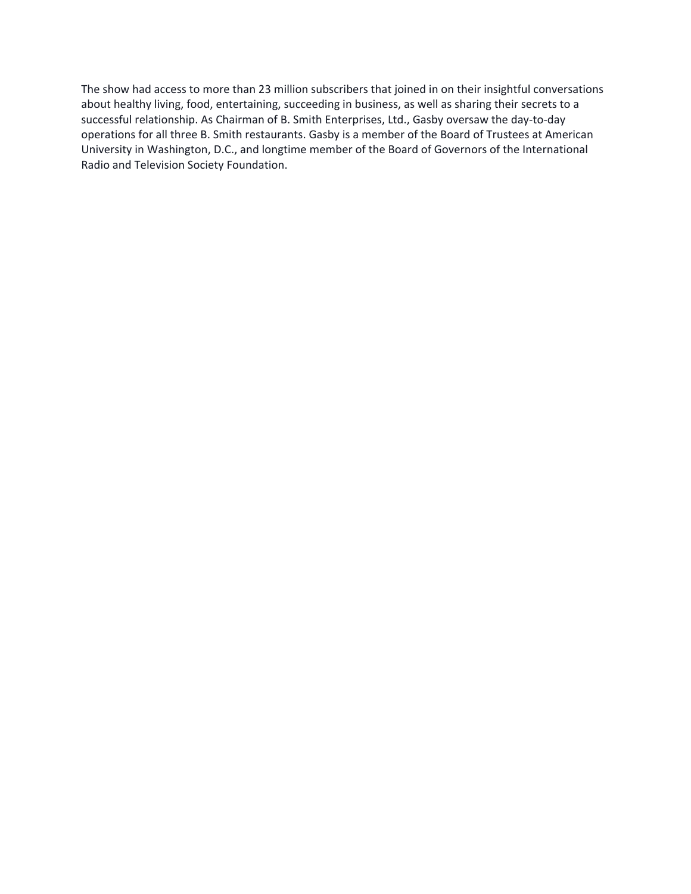The show had access to more than 23 million subscribers that joined in on their insightful conversations about healthy living, food, entertaining, succeeding in business, as well as sharing their secrets to a successful relationship. As Chairman of B. Smith Enterprises, Ltd., Gasby oversaw the day-to-day operations for all three B. Smith restaurants. Gasby is a member of the Board of Trustees at American University in Washington, D.C., and longtime member of the Board of Governors of the International Radio and Television Society Foundation.